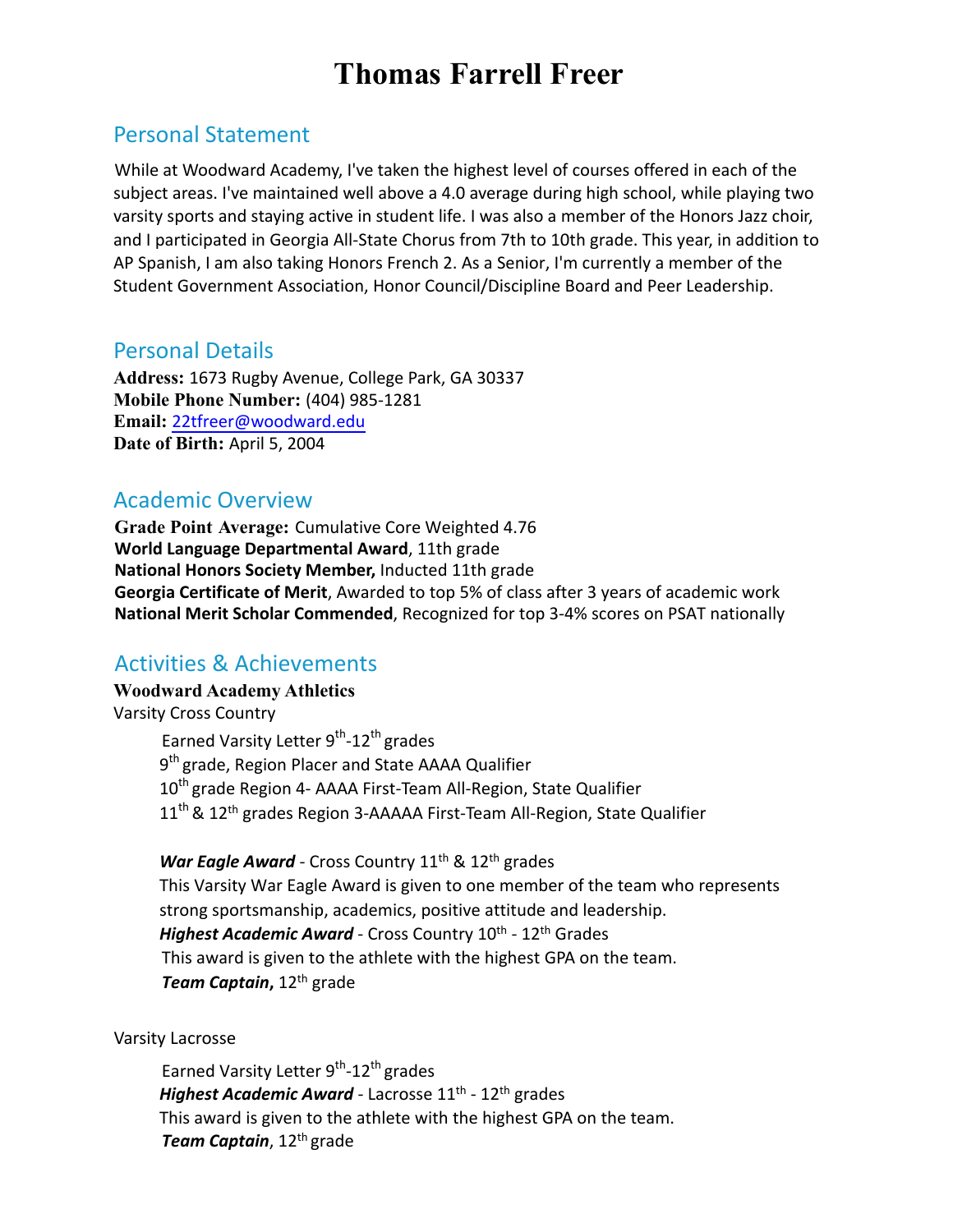# Thomas Farrell Freer

## Personal Statement

While at Woodward Academy, I've taken the highest level of courses offered in each of the subject areas. I've maintained well above a 4.0 average during high school, while playing two varsity sports and staying active in student life. I was also a member of the Honors Jazz choir, and I participated in Georgia All-State Chorus from 7th to 10th grade. This year, in addition to AP Spanish, I am also taking Honors French 2. As a Senior, I'm currently a member of the Student Government Association, Honor Council/Discipline Board and Peer Leadership.

## Personal Details

**Address:** 1673 Rugby Avenue, College Park, GA 30337
**Mobile Phone Number:** (404) 985-1281
**Email:** 22tfreer@woodward.edu
**Date of Birth:** April 5, 2004

## Academic Overview

**Grade Point Average:** Cumulative Core Weighted 4.76
**World Language Departmental Award**, 11th grade
**National Honors Society Member,** Inducted 11th grade
**Georgia Certificate of Merit**, Awarded to top 5% of class after 3 years of academic work
**National Merit Scholar Commended**, Recognized for top 3-4% scores on PSAT nationally

## Activities & Achievements

### Woodward Academy Athletics

Varsity Cross Country

Earned Varsity Letter 9th-12th grades
9th grade, Region Placer and State AAAA Qualifier
10th grade Region 4- AAAA First-Team All-Region, State Qualifier
11th & 12th grades Region 3-AAAAA First-Team All-Region, State Qualifier

***War Eagle Award*** - Cross Country 11th & 12th grades
This Varsity War Eagle Award is given to one member of the team who represents strong sportsmanship, academics, positive attitude and leadership.
***Highest Academic Award*** - Cross Country 10th - 12th Grades
This award is given to the athlete with the highest GPA on the team.
***Team Captain***, 12th grade

Varsity Lacrosse

Earned Varsity Letter 9th-12th grades
***Highest Academic Award*** - Lacrosse 11th - 12th grades
This award is given to the athlete with the highest GPA on the team.
***Team Captain***, 12th grade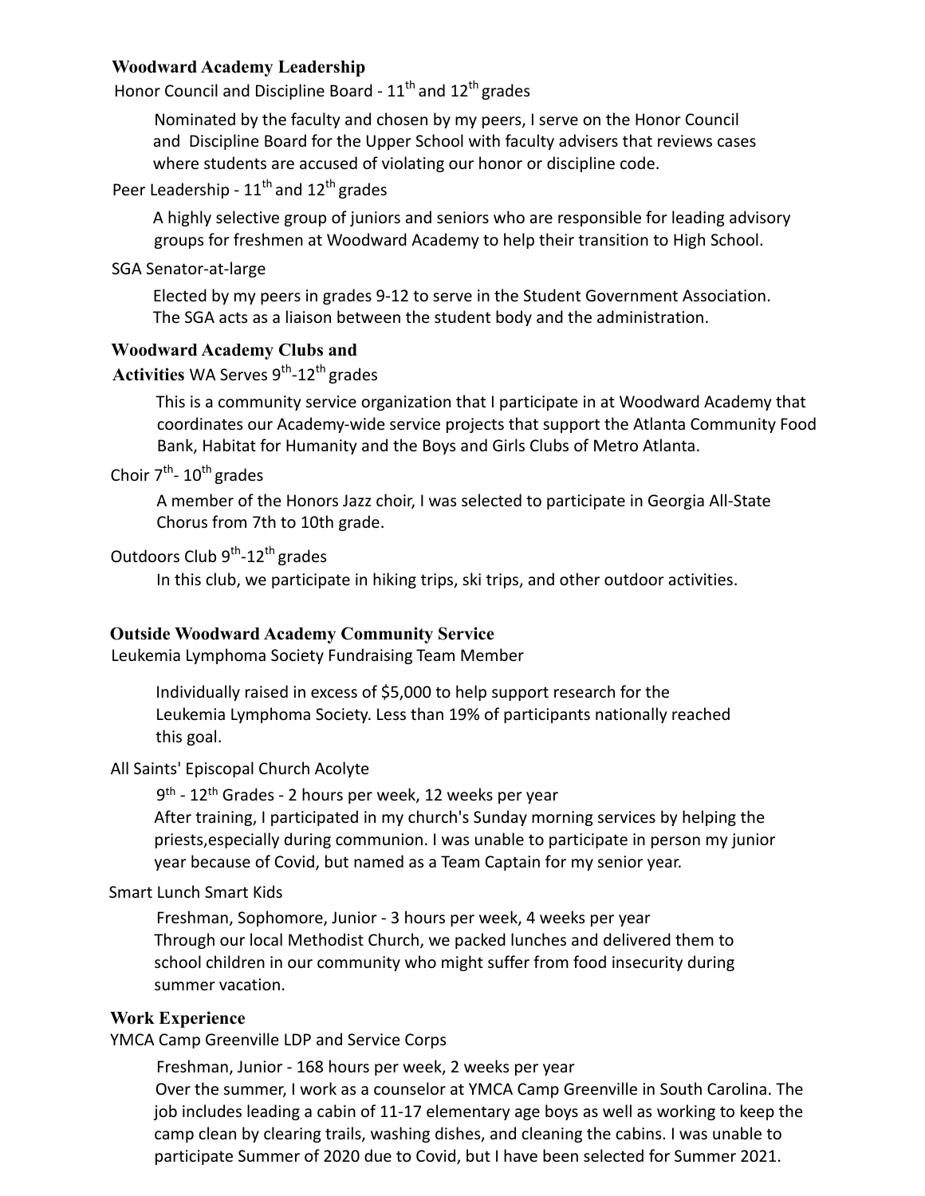### Woodward Academy Leadership

Honor Council and Discipline Board - $11^{th}$ and $12^{th}$ grades

Nominated by the faculty and chosen by my peers, I serve on the Honor Council and Discipline Board for the Upper School with faculty advisers that reviews cases where students are accused of violating our honor or discipline code.

Peer Leadership - $11^{th}$ and $12^{th}$ grades

A highly selective group of juniors and seniors who are responsible for leading advisory groups for freshmen at Woodward Academy to help their transition to High School.

SGA Senator-at-large

Elected by my peers in grades 9-12 to serve in the Student Government Association. The SGA acts as a liaison between the student body and the administration.

### Woodward Academy Clubs and Activities

WA Serves $9^{th}$-$12^{th}$ grades

This is a community service organization that I participate in at Woodward Academy that coordinates our Academy-wide service projects that support the Atlanta Community Food Bank, Habitat for Humanity and the Boys and Girls Clubs of Metro Atlanta.

Choir $7^{th}$- $10^{th}$ grades

A member of the Honors Jazz choir, I was selected to participate in Georgia All-State Chorus from 7th to 10th grade.

Outdoors Club $9^{th}$-$12^{th}$ grades

In this club, we participate in hiking trips, ski trips, and other outdoor activities.

### Outside Woodward Academy Community Service

Leukemia Lymphoma Society Fundraising Team Member

Individually raised in excess of $5,000 to help support research for the Leukemia Lymphoma Society. Less than 19% of participants nationally reached this goal.

All Saints' Episcopal Church Acolyte

$9^{th}$ - $12^{th}$ Grades - 2 hours per week, 12 weeks per year
After training, I participated in my church's Sunday morning services by helping the priests,especially during communion. I was unable to participate in person my junior year because of Covid, but named as a Team Captain for my senior year.

Smart Lunch Smart Kids

Freshman, Sophomore, Junior - 3 hours per week, 4 weeks per year
Through our local Methodist Church, we packed lunches and delivered them to school children in our community who might suffer from food insecurity during summer vacation.

### Work Experience

YMCA Camp Greenville LDP and Service Corps

Freshman, Junior - 168 hours per week, 2 weeks per year
Over the summer, I work as a counselor at YMCA Camp Greenville in South Carolina. The job includes leading a cabin of 11-17 elementary age boys as well as working to keep the camp clean by clearing trails, washing dishes, and cleaning the cabins. I was unable to participate Summer of 2020 due to Covid, but I have been selected for Summer 2021.